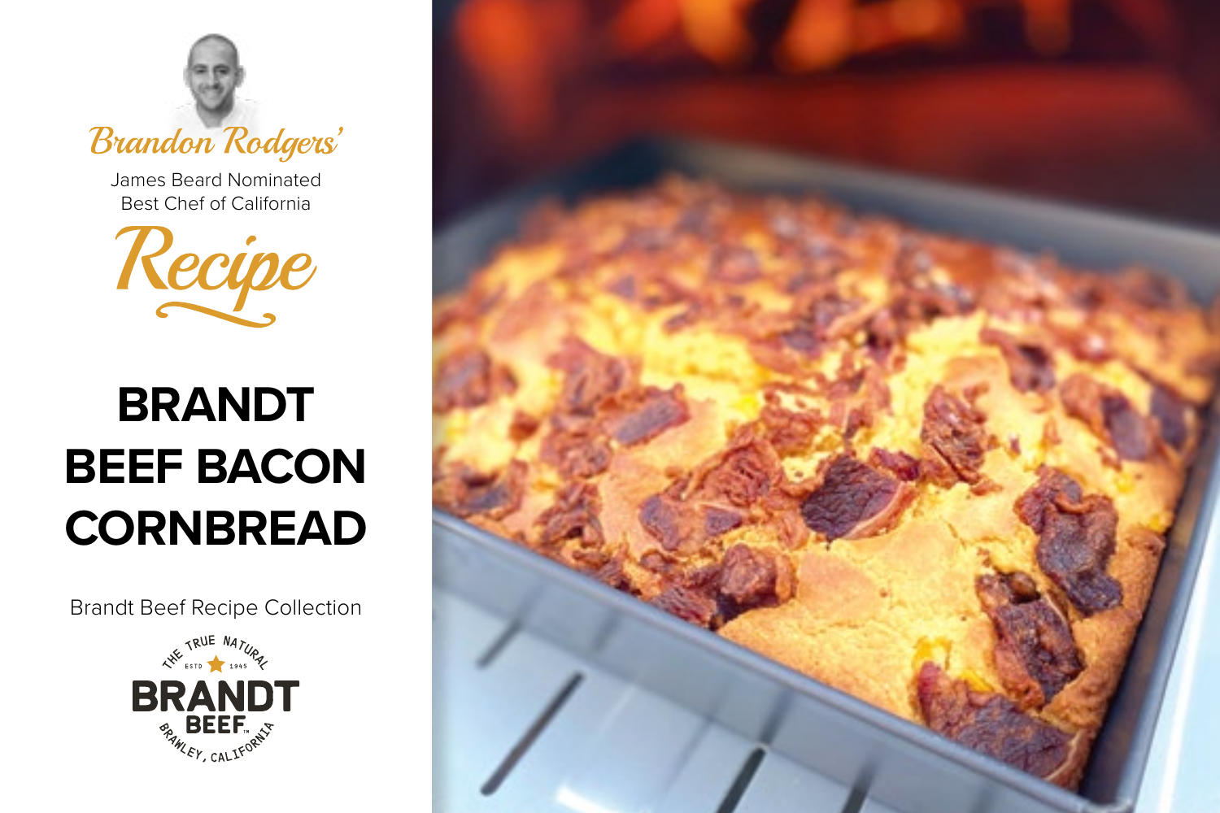Brandon Rodgers'

James Beard Nominated
Best Chef of California

Recipe

# BRANDT BEEF BACON CORNBREAD

Brandt Beef Recipe Collection

THE TRUE NATURAL
ESTD 1945
BRANDT
BEEF
BRAWLEY, CALIFORNIA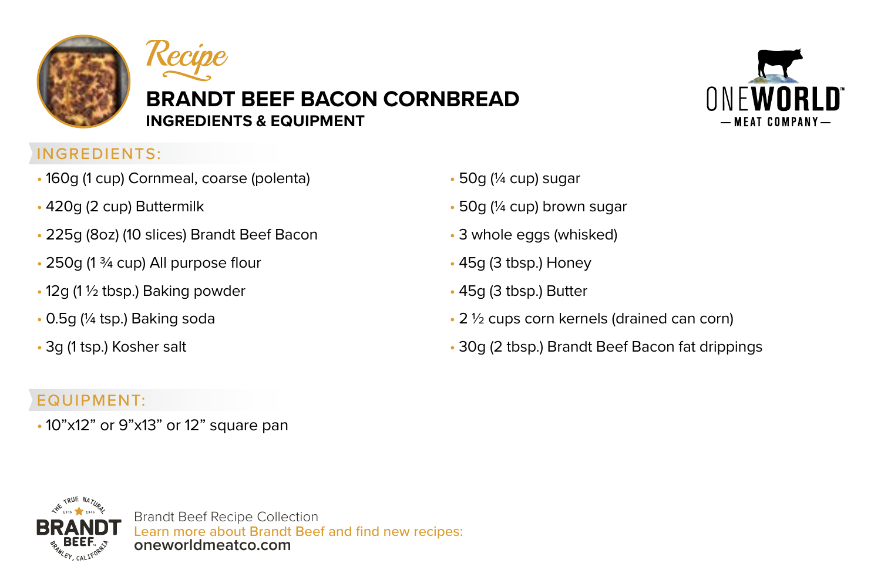*Recipe*

# BRANDT BEEF BACON CORNBREAD

## INGREDIENTS & EQUIPMENT

ONE WORLD — MEAT COMPANY —

### INGREDIENTS:

- 160g (1 cup) Cornmeal, coarse (polenta)
- 420g (2 cup) Buttermilk
- 225g (8oz) (10 slices) Brandt Beef Bacon
- 250g (1 ¾ cup) All purpose flour
- 12g (1 ½ tbsp.) Baking powder
- 0.5g (¼ tsp.) Baking soda
- 3g (1 tsp.) Kosher salt
- 50g (¼ cup) sugar
- 50g (¼ cup) brown sugar
- 3 whole eggs (whisked)
- 45g (3 tbsp.) Honey
- 45g (3 tbsp.) Butter
- 2 ½ cups corn kernels (drained can corn)
- 30g (2 tbsp.) Brandt Beef Bacon fat drippings

### EQUIPMENT:

- 10”x12” or 9”x13” or 12” square pan

THE TRUE NATURAL BRANDT BEEF ESTD 1945 BRAWLEY, CALIFORNIA

Brandt Beef Recipe Collection
Learn more about Brandt Beef and find new recipes:
**oneworldmeatco.com**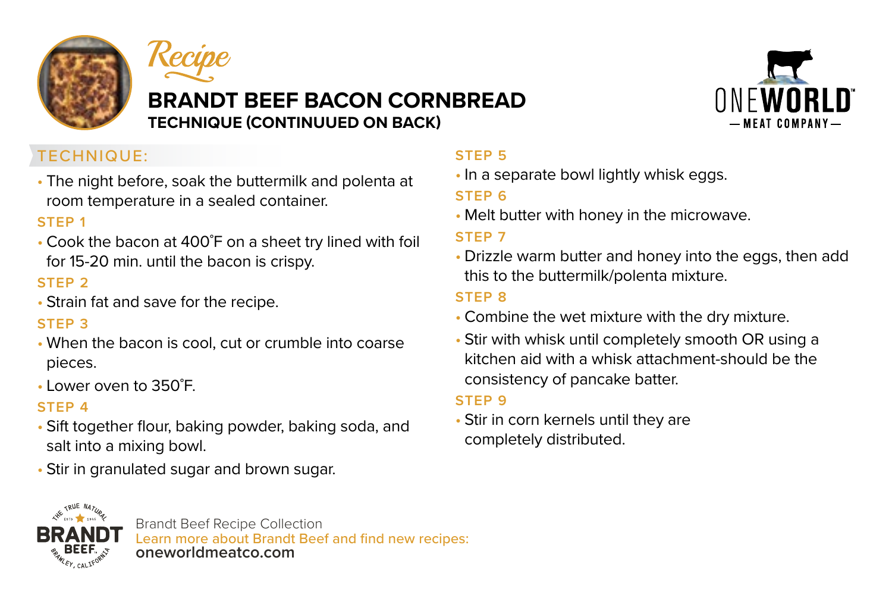Recipe

# BRANDT BEEF BACON CORNBREAD

## TECHNIQUE (CONTINUUED ON BACK)

ONEWORLD — MEAT COMPANY —

### TECHNIQUE:

- The night before, soak the buttermilk and polenta at room temperature in a sealed container.

**STEP 1**

- Cook the bacon at 400˚F on a sheet try lined with foil for 15-20 min. until the bacon is crispy.

**STEP 2**

- Strain fat and save for the recipe.

**STEP 3**

- When the bacon is cool, cut or crumble into coarse pieces.
- Lower oven to 350˚F.

**STEP 4**

- Sift together flour, baking powder, baking soda, and salt into a mixing bowl.
- Stir in granulated sugar and brown sugar.

**STEP 5**

- In a separate bowl lightly whisk eggs.

**STEP 6**

- Melt butter with honey in the microwave.

**STEP 7**

- Drizzle warm butter and honey into the eggs, then add this to the buttermilk/polenta mixture.

**STEP 8**

- Combine the wet mixture with the dry mixture.
- Stir with whisk until completely smooth OR using a kitchen aid with a whisk attachment-should be the consistency of pancake batter.

**STEP 9**

- Stir in corn kernels until they are completely distributed.

THE TRUE NATURAL BRANDT BEEF ESTD 1945 BRAWLEY, CALIFORNIA

Brandt Beef Recipe Collection
Learn more about Brandt Beef and find new recipes:
**oneworldmeatco.com**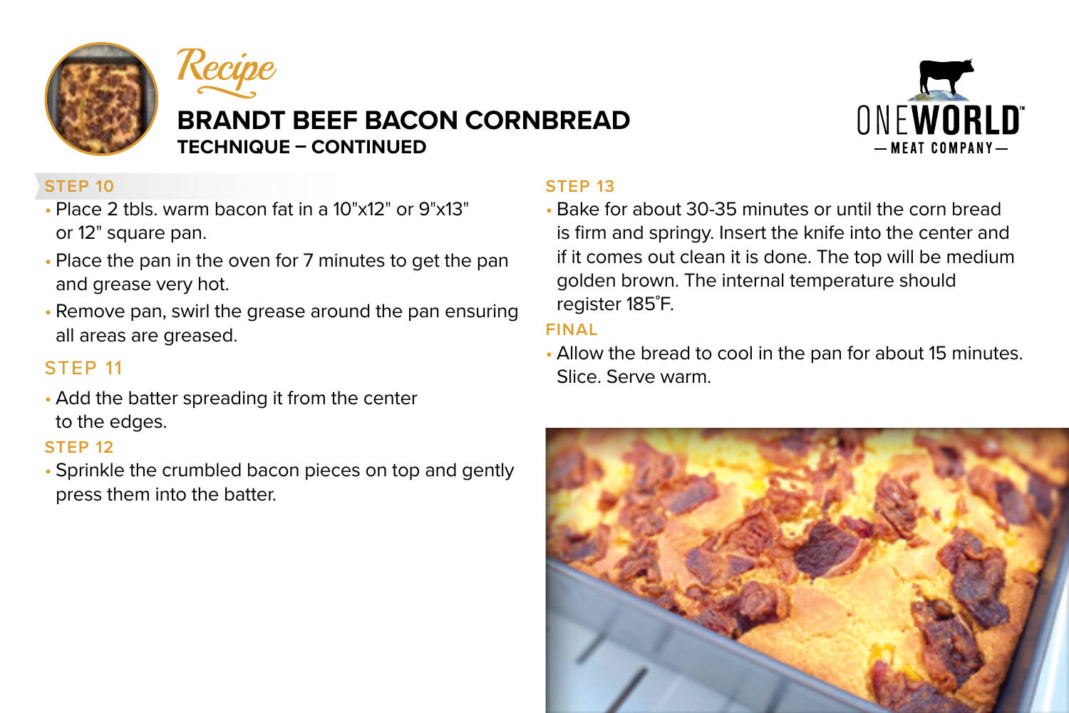Recipe

# BRANDT BEEF BACON CORNBREAD

## TECHNIQUE – CONTINUED

ONEWORLD — MEAT COMPANY —

### STEP 10

- Place 2 tbls. warm bacon fat in a 10"x12" or 9"x13" or 12" square pan.
- Place the pan in the oven for 7 minutes to get the pan and grease very hot.
- Remove pan, swirl the grease around the pan ensuring all areas are greased.

### STEP 11

- Add the batter spreading it from the center to the edges.

### STEP 12

- Sprinkle the crumbled bacon pieces on top and gently press them into the batter.

### STEP 13

- Bake for about 30-35 minutes or until the corn bread is firm and springy. Insert the knife into the center and if it comes out clean it is done. The top will be medium golden brown. The internal temperature should register 185˚F.

### FINAL

- Allow the bread to cool in the pan for about 15 minutes. Slice. Serve warm.